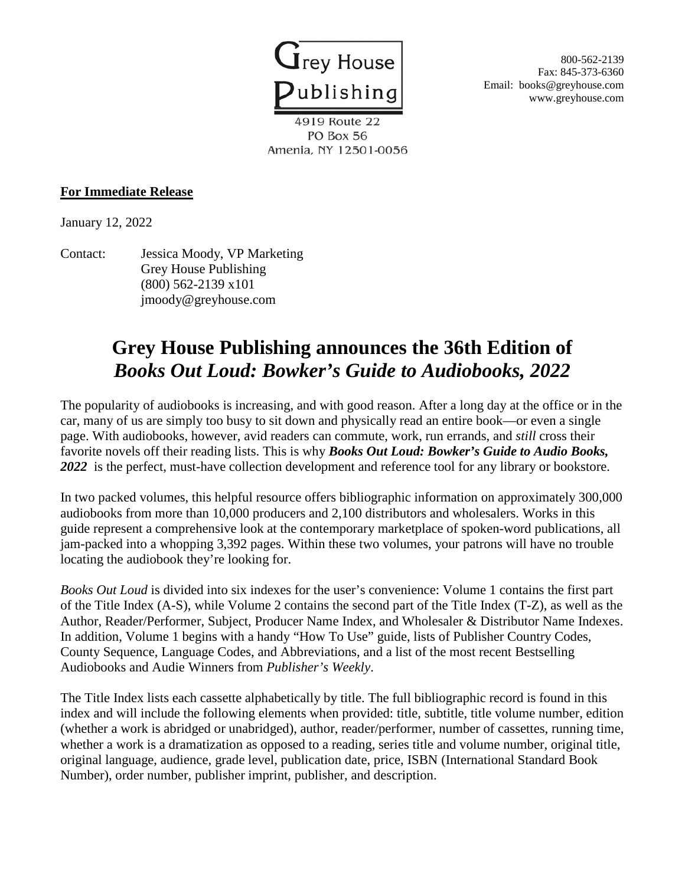Grey House Publishing
4919 Route 22
PO Box 56
Amenia, NY 12501-0056

800-562-2139
Fax: 845-373-6360
Email: books@greyhouse.com
www.greyhouse.com

**For Immediate Release**

January 12, 2022

Contact: Jessica Moody, VP Marketing
Grey House Publishing
(800) 562-2139 x101
jmoody@greyhouse.com

# Grey House Publishing announces the 36th Edition of *Books Out Loud: Bowker's Guide to Audiobooks, 2022*

The popularity of audiobooks is increasing, and with good reason. After a long day at the office or in the car, many of us are simply too busy to sit down and physically read an entire book—or even a single page. With audiobooks, however, avid readers can commute, work, run errands, and *still* cross their favorite novels off their reading lists. This is why ***Books Out Loud: Bowker's Guide to Audio Books, 2022*** is the perfect, must-have collection development and reference tool for any library or bookstore.

In two packed volumes, this helpful resource offers bibliographic information on approximately 300,000 audiobooks from more than 10,000 producers and 2,100 distributors and wholesalers. Works in this guide represent a comprehensive look at the contemporary marketplace of spoken-word publications, all jam-packed into a whopping 3,392 pages. Within these two volumes, your patrons will have no trouble locating the audiobook they're looking for.

*Books Out Loud* is divided into six indexes for the user's convenience: Volume 1 contains the first part of the Title Index (A-S), while Volume 2 contains the second part of the Title Index (T-Z), as well as the Author, Reader/Performer, Subject, Producer Name Index, and Wholesaler & Distributor Name Indexes. In addition, Volume 1 begins with a handy "How To Use" guide, lists of Publisher Country Codes, County Sequence, Language Codes, and Abbreviations, and a list of the most recent Bestselling Audiobooks and Audie Winners from *Publisher's Weekly*.

The Title Index lists each cassette alphabetically by title. The full bibliographic record is found in this index and will include the following elements when provided: title, subtitle, title volume number, edition (whether a work is abridged or unabridged), author, reader/performer, number of cassettes, running time, whether a work is a dramatization as opposed to a reading, series title and volume number, original title, original language, audience, grade level, publication date, price, ISBN (International Standard Book Number), order number, publisher imprint, publisher, and description.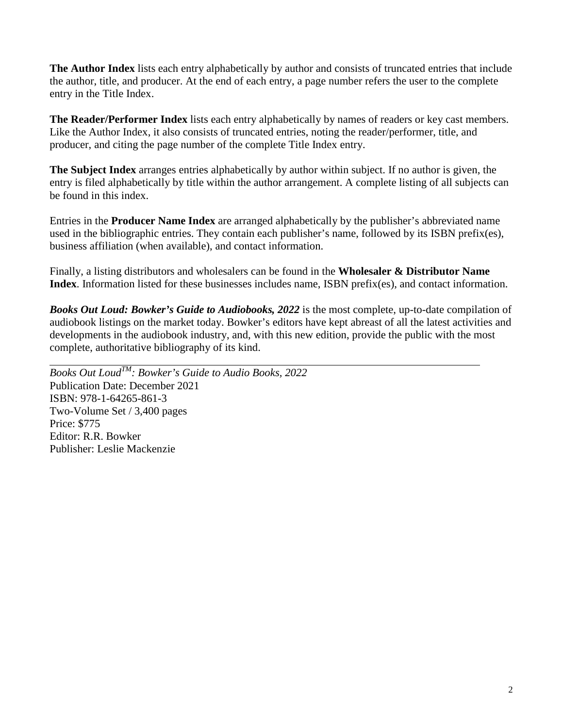**The Author Index** lists each entry alphabetically by author and consists of truncated entries that include the author, title, and producer. At the end of each entry, a page number refers the user to the complete entry in the Title Index.

**The Reader/Performer Index** lists each entry alphabetically by names of readers or key cast members. Like the Author Index, it also consists of truncated entries, noting the reader/performer, title, and producer, and citing the page number of the complete Title Index entry.

**The Subject Index** arranges entries alphabetically by author within subject. If no author is given, the entry is filed alphabetically by title within the author arrangement. A complete listing of all subjects can be found in this index.

Entries in the **Producer Name Index** are arranged alphabetically by the publisher's abbreviated name used in the bibliographic entries. They contain each publisher's name, followed by its ISBN prefix(es), business affiliation (when available), and contact information.

Finally, a listing distributors and wholesalers can be found in the **Wholesaler & Distributor Name Index**. Information listed for these businesses includes name, ISBN prefix(es), and contact information.

***Books Out Loud: Bowker's Guide to Audiobooks, 2022*** is the most complete, up-to-date compilation of audiobook listings on the market today. Bowker's editors have kept abreast of all the latest activities and developments in the audiobook industry, and, with this new edition, provide the public with the most complete, authoritative bibliography of its kind.

---

*Books Out Loud™: Bowker's Guide to Audio Books, 2022*
Publication Date: December 2021
ISBN: 978-1-64265-861-3
Two-Volume Set / 3,400 pages
Price: $775
Editor: R.R. Bowker
Publisher: Leslie Mackenzie